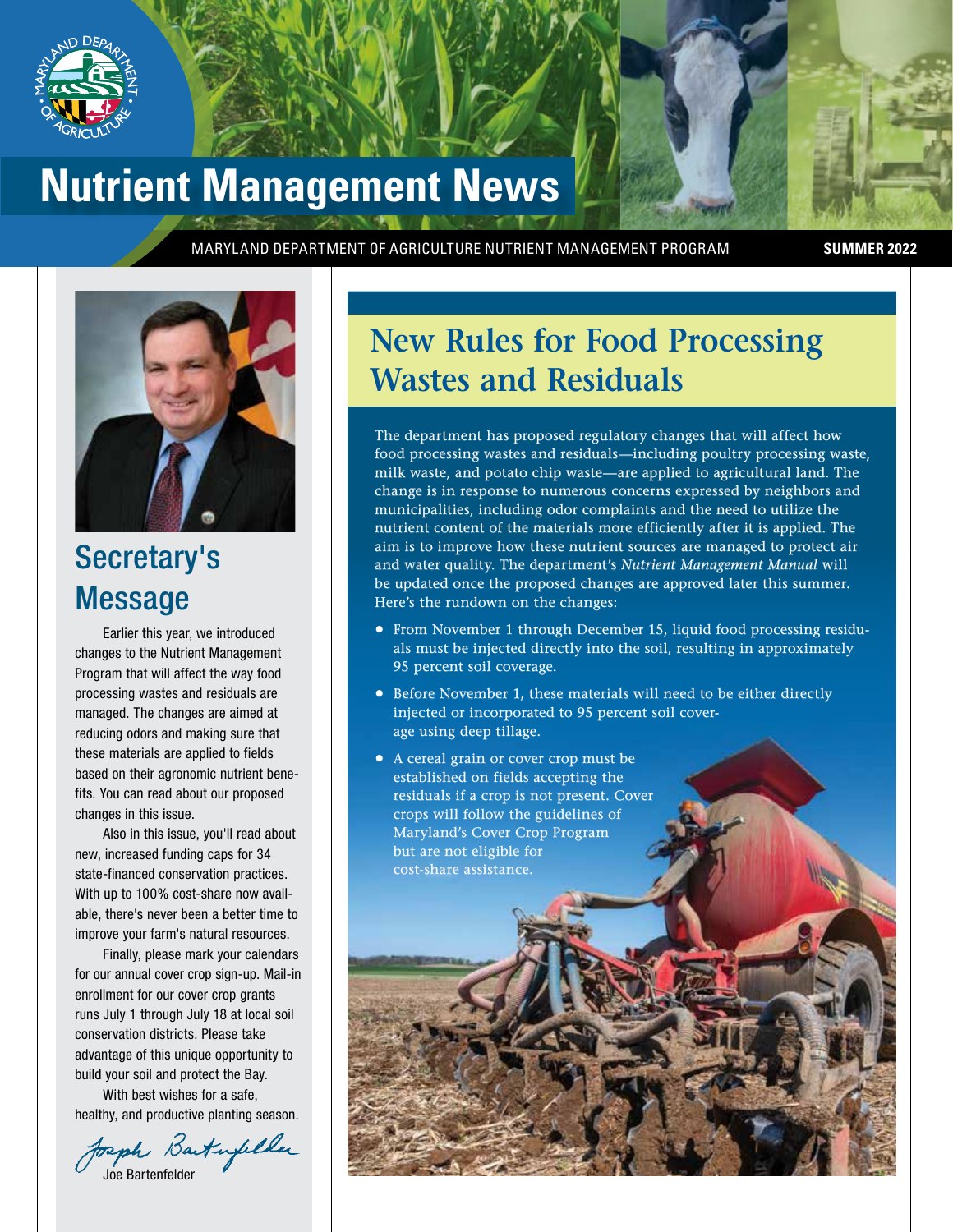# Nutrient Management News

MARYLAND DEPARTMENT OF AGRICULTURE NUTRIENT MANAGEMENT PROGRAM

**SUMMER 2022**

## Secretary's Message

Earlier this year, we introduced changes to the Nutrient Management Program that will affect the way food processing wastes and residuals are managed. The changes are aimed at reducing odors and making sure that these materials are applied to fields based on their agronomic nutrient benefits. You can read about our proposed changes in this issue.

Also in this issue, you'll read about new, increased funding caps for 34 state-financed conservation practices. With up to 100% cost-share now available, there's never been a better time to improve your farm's natural resources.

Finally, please mark your calendars for our annual cover crop sign-up. Mail-in enrollment for our cover crop grants runs July 1 through July 18 at local soil conservation districts. Please take advantage of this unique opportunity to build your soil and protect the Bay.

With best wishes for a safe, healthy, and productive planting season.

Joe Bartenfelder

## New Rules for Food Processing Wastes and Residuals

The department has proposed regulatory changes that will affect how food processing wastes and residuals—including poultry processing waste, milk waste, and potato chip waste—are applied to agricultural land. The change is in response to numerous concerns expressed by neighbors and municipalities, including odor complaints and the need to utilize the nutrient content of the materials more efficiently after it is applied. The aim is to improve how these nutrient sources are managed to protect air and water quality. The department's *Nutrient Management Manual* will be updated once the proposed changes are approved later this summer. Here's the rundown on the changes:

- From November 1 through December 15, liquid food processing residuals must be injected directly into the soil, resulting in approximately 95 percent soil coverage.
- Before November 1, these materials will need to be either directly injected or incorporated to 95 percent soil coverage using deep tillage.
- A cereal grain or cover crop must be established on fields accepting the residuals if a crop is not present. Cover crops will follow the guidelines of Maryland's Cover Crop Program but are not eligible for cost-share assistance.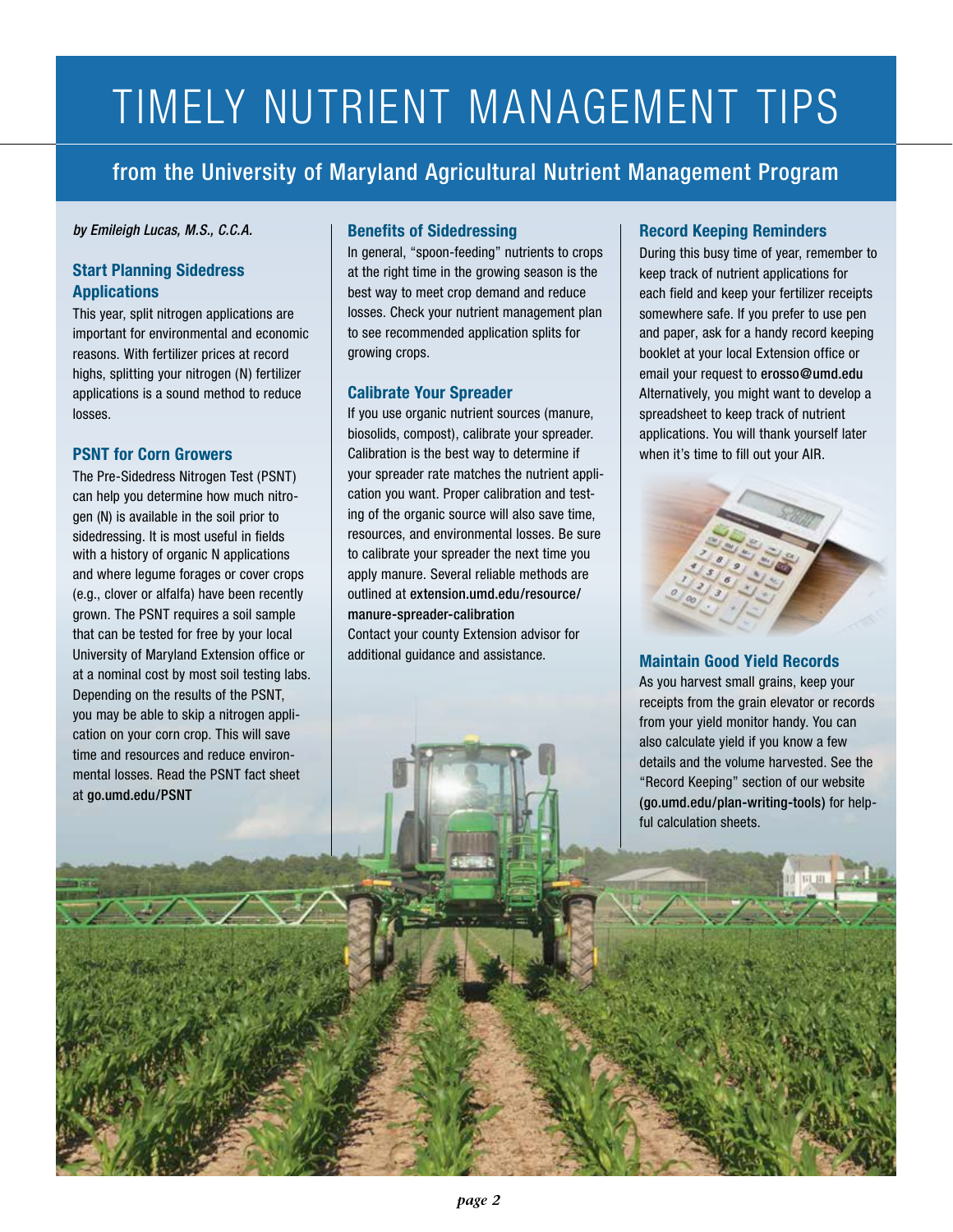# TIMELY NUTRIENT MANAGEMENT TIPS

## from the University of Maryland Agricultural Nutrient Management Program

*by Emileigh Lucas, M.S., C.C.A.*

### Start Planning Sidedress Applications

This year, split nitrogen applications are important for environmental and economic reasons. With fertilizer prices at record highs, splitting your nitrogen (N) fertilizer applications is a sound method to reduce losses.

### PSNT for Corn Growers

The Pre-Sidedress Nitrogen Test (PSNT) can help you determine how much nitrogen (N) is available in the soil prior to sidedressing. It is most useful in fields with a history of organic N applications and where legume forages or cover crops (e.g., clover or alfalfa) have been recently grown. The PSNT requires a soil sample that can be tested for free by your local University of Maryland Extension office or at a nominal cost by most soil testing labs. Depending on the results of the PSNT, you may be able to skip a nitrogen application on your corn crop. This will save time and resources and reduce environmental losses. Read the PSNT fact sheet at **go.umd.edu/PSNT**

### Benefits of Sidedressing

In general, "spoon-feeding" nutrients to crops at the right time in the growing season is the best way to meet crop demand and reduce losses. Check your nutrient management plan to see recommended application splits for growing crops.

### Calibrate Your Spreader

If you use organic nutrient sources (manure, biosolids, compost), calibrate your spreader. Calibration is the best way to determine if your spreader rate matches the nutrient application you want. Proper calibration and testing of the organic source will also save time, resources, and environmental losses. Be sure to calibrate your spreader the next time you apply manure. Several reliable methods are outlined at **extension.umd.edu/resource/manure-spreader-calibration**
Contact your county Extension advisor for additional guidance and assistance.

### Record Keeping Reminders

During this busy time of year, remember to keep track of nutrient applications for each field and keep your fertilizer receipts somewhere safe. If you prefer to use pen and paper, ask for a handy record keeping booklet at your local Extension office or email your request to **erosso@umd.edu** Alternatively, you might want to develop a spreadsheet to keep track of nutrient applications. You will thank yourself later when it's time to fill out your AIR.

### Maintain Good Yield Records

As you harvest small grains, keep your receipts from the grain elevator or records from your yield monitor handy. You can also calculate yield if you know a few details and the volume harvested. See the "Record Keeping" section of our website **(go.umd.edu/plan-writing-tools)** for helpful calculation sheets.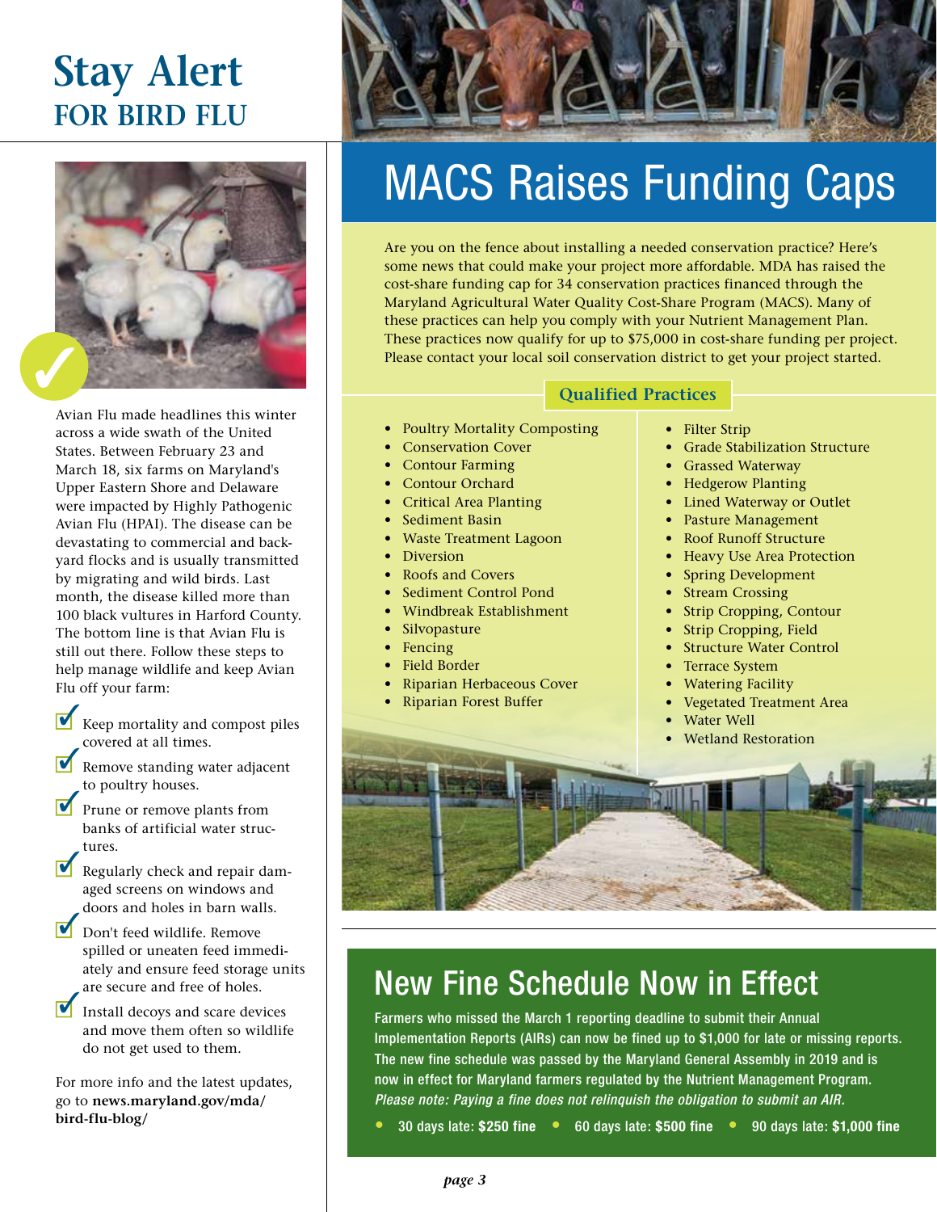# Stay Alert FOR BIRD FLU

Avian Flu made headlines this winter across a wide swath of the United States. Between February 23 and March 18, six farms on Maryland's Upper Eastern Shore and Delaware were impacted by Highly Pathogenic Avian Flu (HPAI). The disease can be devastating to commercial and backyard flocks and is usually transmitted by migrating and wild birds. Last month, the disease killed more than 100 black vultures in Harford County. The bottom line is that Avian Flu is still out there. Follow these steps to help manage wildlife and keep Avian Flu off your farm:

- Keep mortality and compost piles covered at all times.
- Remove standing water adjacent to poultry houses.
- Prune or remove plants from banks of artificial water structures.
- Regularly check and repair damaged screens on windows and doors and holes in barn walls.
- Don't feed wildlife. Remove spilled or uneaten feed immediately and ensure feed storage units are secure and free of holes.
- Install decoys and scare devices and move them often so wildlife do not get used to them.

For more info and the latest updates, go to **news.maryland.gov/mda/bird-flu-blog/**

# MACS Raises Funding Caps

Are you on the fence about installing a needed conservation practice? Here's some news that could make your project more affordable. MDA has raised the cost-share funding cap for 34 conservation practices financed through the Maryland Agricultural Water Quality Cost-Share Program (MACS). Many of these practices can help you comply with your Nutrient Management Plan. These practices now qualify for up to $75,000 in cost-share funding per project. Please contact your local soil conservation district to get your project started.

## Qualified Practices

- Poultry Mortality Composting
- Conservation Cover
- Contour Farming
- Contour Orchard
- Critical Area Planting
- Sediment Basin
- Waste Treatment Lagoon
- Diversion
- Roofs and Covers
- Sediment Control Pond
- Windbreak Establishment
- Silvopasture
- Fencing
- Field Border
- Riparian Herbaceous Cover
- Riparian Forest Buffer
- Filter Strip
- Grade Stabilization Structure
- Grassed Waterway
- Hedgerow Planting
- Lined Waterway or Outlet
- Pasture Management
- Roof Runoff Structure
- Heavy Use Area Protection
- Spring Development
- Stream Crossing
- Strip Cropping, Contour
- Strip Cropping, Field
- Structure Water Control
- Terrace System
- Watering Facility
- Vegetated Treatment Area
- Water Well
- Wetland Restoration

# New Fine Schedule Now in Effect

Farmers who missed the March 1 reporting deadline to submit their Annual Implementation Reports (AIRs) can now be fined up to $1,000 for late or missing reports. The new fine schedule was passed by the Maryland General Assembly in 2019 and is now in effect for Maryland farmers regulated by the Nutrient Management Program. *Please note: Paying a fine does not relinquish the obligation to submit an AIR.*

- 30 days late: **$250 fine**
- 60 days late: **$500 fine**
- 90 days late: **$1,000 fine**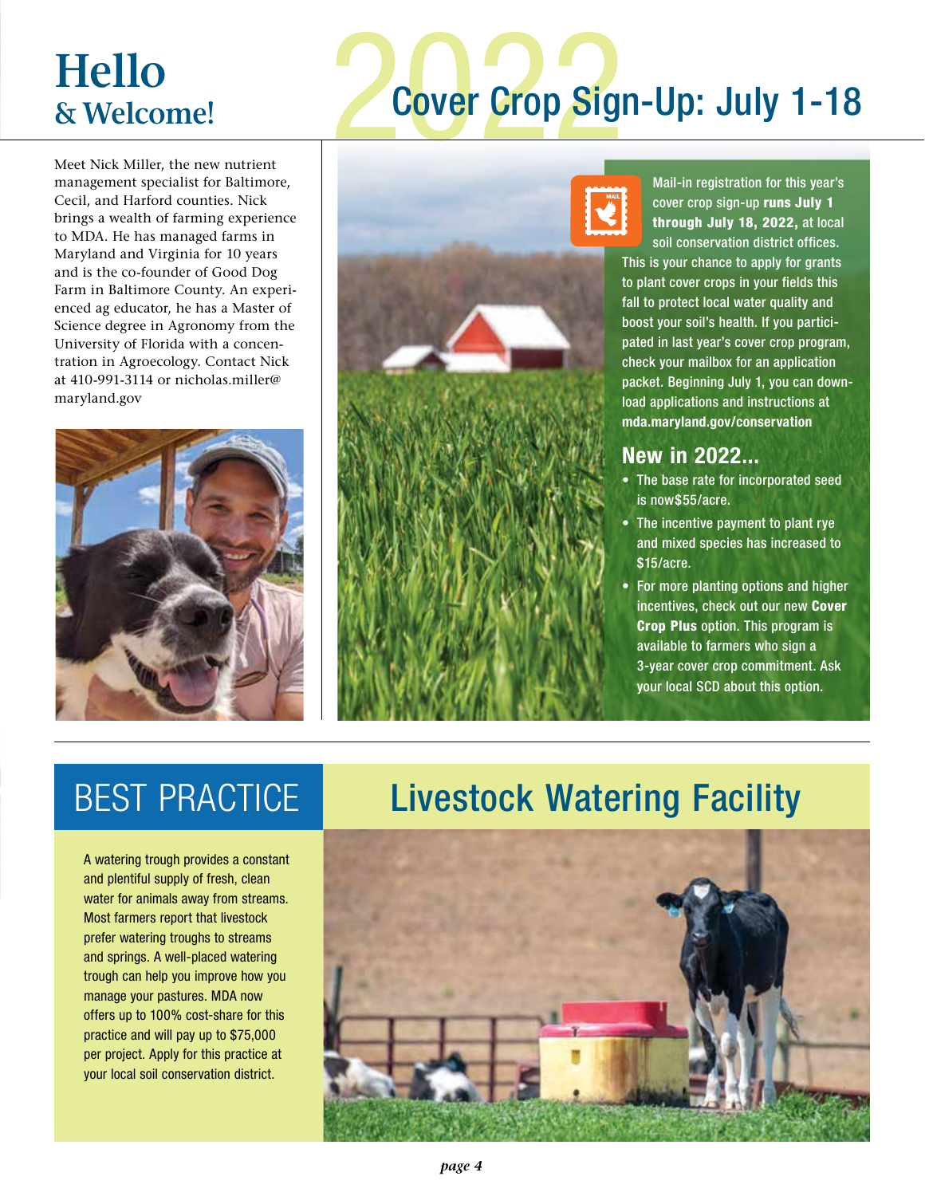# Hello & Welcome!

Meet Nick Miller, the new nutrient management specialist for Baltimore, Cecil, and Harford counties. Nick brings a wealth of farming experience to MDA. He has managed farms in Maryland and Virginia for 10 years and is the co-founder of Good Dog Farm in Baltimore County. An experienced ag educator, he has a Master of Science degree in Agronomy from the University of Florida with a concentration in Agroecology. Contact Nick at 410-991-3114 or nicholas.miller@maryland.gov

# 2022 Cover Crop Sign-Up: July 1-18

Mail-in registration for this year's cover crop sign-up **runs July 1 through July 18, 2022,** at local soil conservation district offices. This is your chance to apply for grants to plant cover crops in your fields this fall to protect local water quality and boost your soil's health. If you participated in last year's cover crop program, check your mailbox for an application packet. Beginning July 1, you can download applications and instructions at **mda.maryland.gov/conservation**

## New in 2022...

- The base rate for incorporated seed is now$55/acre.
- The incentive payment to plant rye and mixed species has increased to $15/acre.
- For more planting options and higher incentives, check out our new **Cover Crop Plus** option. This program is available to farmers who sign a 3-year cover crop commitment. Ask your local SCD about this option.

# BEST PRACTICE Livestock Watering Facility

A watering trough provides a constant and plentiful supply of fresh, clean water for animals away from streams. Most farmers report that livestock prefer watering troughs to streams and springs. A well-placed watering trough can help you improve how you manage your pastures. MDA now offers up to 100% cost-share for this practice and will pay up to $75,000 per project. Apply for this practice at your local soil conservation district.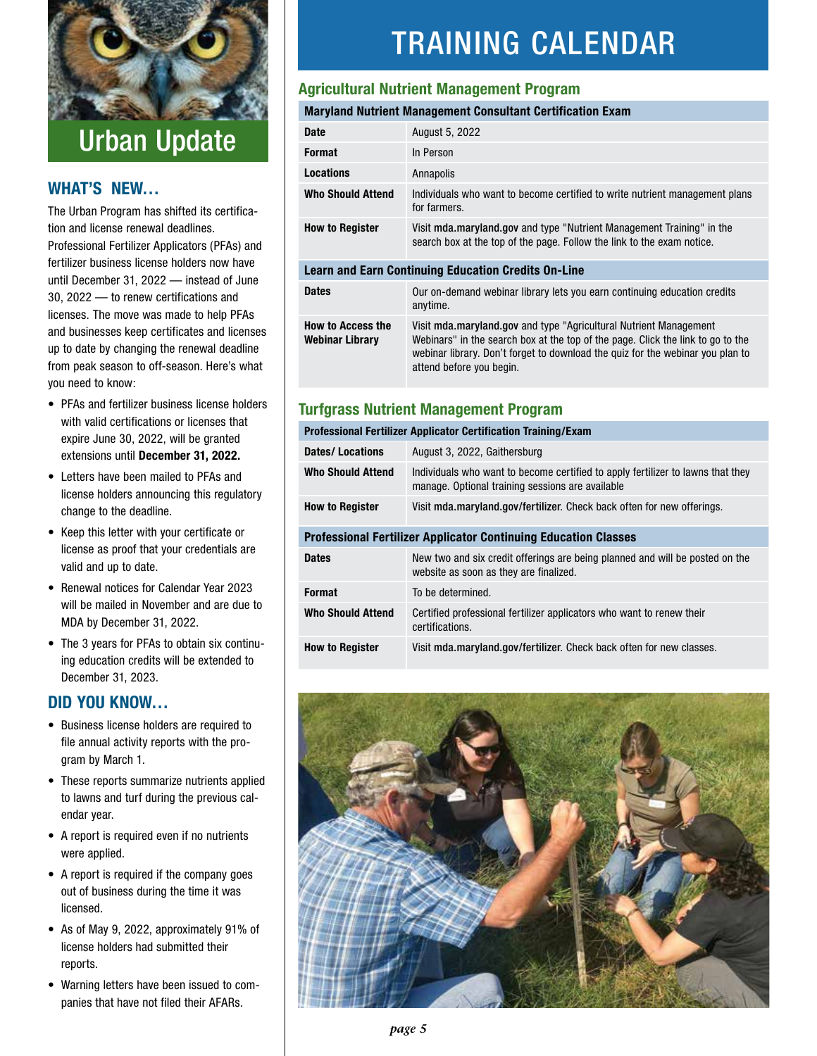# Urban Update

## WHAT'S NEW...

The Urban Program has shifted its certification and license renewal deadlines. Professional Fertilizer Applicators (PFAs) and fertilizer business license holders now have until December 31, 2022 — instead of June 30, 2022 — to renew certifications and licenses. The move was made to help PFAs and businesses keep certificates and licenses up to date by changing the renewal deadline from peak season to off-season. Here's what you need to know:

- PFAs and fertilizer business license holders with valid certifications or licenses that expire June 30, 2022, will be granted extensions until **December 31, 2022.**
- Letters have been mailed to PFAs and license holders announcing this regulatory change to the deadline.
- Keep this letter with your certificate or license as proof that your credentials are valid and up to date.
- Renewal notices for Calendar Year 2023 will be mailed in November and are due to MDA by December 31, 2022.
- The 3 years for PFAs to obtain six continuing education credits will be extended to December 31, 2023.

## DID YOU KNOW...

- Business license holders are required to file annual activity reports with the program by March 1.
- These reports summarize nutrients applied to lawns and turf during the previous calendar year.
- A report is required even if no nutrients were applied.
- A report is required if the company goes out of business during the time it was licensed.
- As of May 9, 2022, approximately 91% of license holders had submitted their reports.
- Warning letters have been issued to companies that have not filed their AFARs.

# TRAINING CALENDAR

## Agricultural Nutrient Management Program

| Maryland Nutrient Management Consultant Certification Exam | |
|---|---|
| **Date** | August 5, 2022 |
| **Format** | In Person |
| **Locations** | Annapolis |
| **Who Should Attend** | Individuals who want to become certified to write nutrient management plans for farmers. |
| **How to Register** | Visit **mda.maryland.gov** and type "Nutrient Management Training" in the search box at the top of the page. Follow the link to the exam notice. |

| Learn and Earn Continuing Education Credits On-Line | |
|---|---|
| **Dates** | Our on-demand webinar library lets you earn continuing education credits anytime. |
| **How to Access the Webinar Library** | Visit **mda.maryland.gov** and type "Agricultural Nutrient Management Webinars" in the search box at the top of the page. Click the link to go to the webinar library. Don't forget to download the quiz for the webinar you plan to attend before you begin. |

## Turfgrass Nutrient Management Program

| Professional Fertilizer Applicator Certification Training/Exam | |
|---|---|
| **Dates/ Locations** | August 3, 2022, Gaithersburg |
| **Who Should Attend** | Individuals who want to become certified to apply fertilizer to lawns that they manage. Optional training sessions are available |
| **How to Register** | Visit **mda.maryland.gov/fertilizer**. Check back often for new offerings. |

| Professional Fertilizer Applicator Continuing Education Classes | |
|---|---|
| **Dates** | New two and six credit offerings are being planned and will be posted on the website as soon as they are finalized. |
| **Format** | To be determined. |
| **Who Should Attend** | Certified professional fertilizer applicators who want to renew their certifications. |
| **How to Register** | Visit **mda.maryland.gov/fertilizer**. Check back often for new classes. |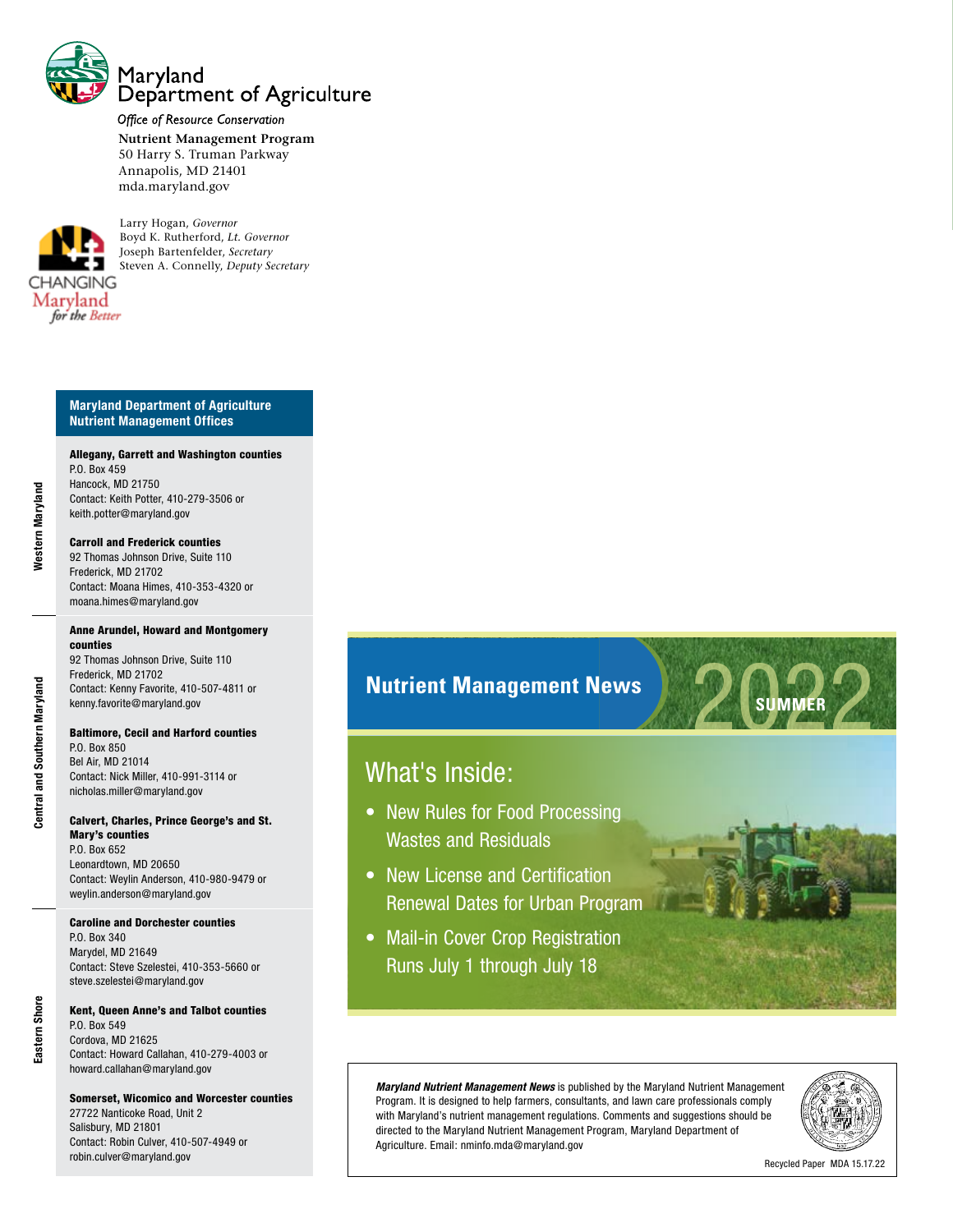# Maryland Department of Agriculture

Office of Resource Conservation

**Nutrient Management Program**
50 Harry S. Truman Parkway
Annapolis, MD 21401
mda.maryland.gov

CHANGING Maryland *for the Better*

Larry Hogan, *Governor*
Boyd K. Rutherford, *Lt. Governor*
Joseph Bartenfelder, *Secretary*
Steven A. Connelly, *Deputy Secretary*

## Maryland Department of Agriculture Nutrient Management Offices

### Western Maryland

**Allegany, Garrett and Washington counties**
P.O. Box 459
Hancock, MD 21750
Contact: Keith Potter, 410-279-3506 or keith.potter@maryland.gov

**Carroll and Frederick counties**
92 Thomas Johnson Drive, Suite 110
Frederick, MD 21702
Contact: Moana Himes, 410-353-4320 or moana.himes@maryland.gov

### Central and Southern Maryland

**Anne Arundel, Howard and Montgomery counties**
92 Thomas Johnson Drive, Suite 110
Frederick, MD 21702
Contact: Kenny Favorite, 410-507-4811 or kenny.favorite@maryland.gov

**Baltimore, Cecil and Harford counties**
P.O. Box 850
Bel Air, MD 21014
Contact: Nick Miller, 410-991-3114 or nicholas.miller@maryland.gov

**Calvert, Charles, Prince George's and St. Mary's counties**
P.O. Box 652
Leonardtown, MD 20650
Contact: Weylin Anderson, 410-980-9479 or weylin.anderson@maryland.gov

### Eastern Shore

**Caroline and Dorchester counties**
P.O. Box 340
Marydel, MD 21649
Contact: Steve Szelestei, 410-353-5660 or steve.szelestei@maryland.gov

**Kent, Queen Anne's and Talbot counties**
P.O. Box 549
Cordova, MD 21625
Contact: Howard Callahan, 410-279-4003 or howard.callahan@maryland.gov

**Somerset, Wicomico and Worcester counties**
27722 Nanticoke Road, Unit 2
Salisbury, MD 21801
Contact: Robin Culver, 410-507-4949 or robin.culver@maryland.gov

## Nutrient Management News

SUMMER 2022

### What's Inside:

- New Rules for Food Processing Wastes and Residuals
- New License and Certification Renewal Dates for Urban Program
- Mail-in Cover Crop Registration Runs July 1 through July 18

***Maryland Nutrient Management News*** is published by the Maryland Nutrient Management Program. It is designed to help farmers, consultants, and lawn care professionals comply with Maryland's nutrient management regulations. Comments and suggestions should be directed to the Maryland Nutrient Management Program, Maryland Department of Agriculture. Email: nminfo.mda@maryland.gov

Recycled Paper MDA 15.17.22